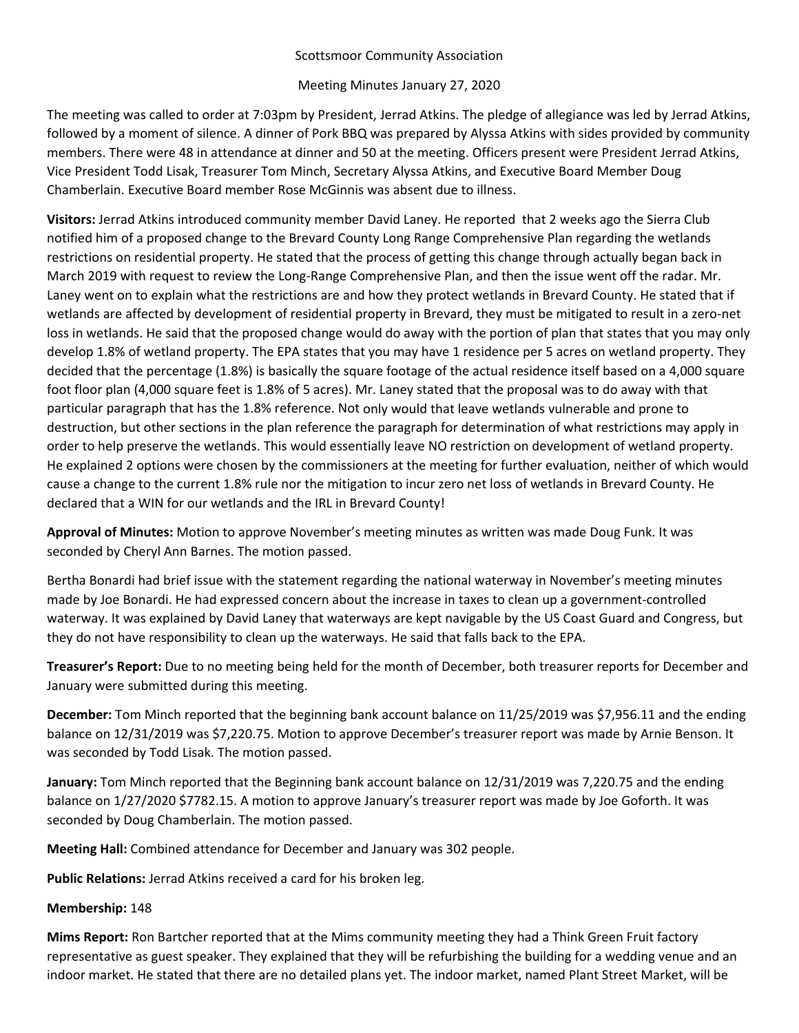Scottsmoor Community Association

Meeting Minutes January 27, 2020

The meeting was called to order at 7:03pm by President, Jerrad Atkins. The pledge of allegiance was led by Jerrad Atkins, followed by a moment of silence. A dinner of Pork BBQ was prepared by Alyssa Atkins with sides provided by community members. There were 48 in attendance at dinner and 50 at the meeting. Officers present were President Jerrad Atkins, Vice President Todd Lisak, Treasurer Tom Minch, Secretary Alyssa Atkins, and Executive Board Member Doug Chamberlain. Executive Board member Rose McGinnis was absent due to illness.

**Visitors:** Jerrad Atkins introduced community member David Laney. He reported that 2 weeks ago the Sierra Club notified him of a proposed change to the Brevard County Long Range Comprehensive Plan regarding the wetlands restrictions on residential property. He stated that the process of getting this change through actually began back in March 2019 with request to review the Long-Range Comprehensive Plan, and then the issue went off the radar. Mr. Laney went on to explain what the restrictions are and how they protect wetlands in Brevard County. He stated that if wetlands are affected by development of residential property in Brevard, they must be mitigated to result in a zero-net loss in wetlands. He said that the proposed change would do away with the portion of plan that states that you may only develop 1.8% of wetland property. The EPA states that you may have 1 residence per 5 acres on wetland property. They decided that the percentage (1.8%) is basically the square footage of the actual residence itself based on a 4,000 square foot floor plan (4,000 square feet is 1.8% of 5 acres). Mr. Laney stated that the proposal was to do away with that particular paragraph that has the 1.8% reference. Not only would that leave wetlands vulnerable and prone to destruction, but other sections in the plan reference the paragraph for determination of what restrictions may apply in order to help preserve the wetlands. This would essentially leave NO restriction on development of wetland property. He explained 2 options were chosen by the commissioners at the meeting for further evaluation, neither of which would cause a change to the current 1.8% rule nor the mitigation to incur zero net loss of wetlands in Brevard County. He declared that a WIN for our wetlands and the IRL in Brevard County!

**Approval of Minutes:** Motion to approve November's meeting minutes as written was made Doug Funk. It was seconded by Cheryl Ann Barnes. The motion passed.

Bertha Bonardi had brief issue with the statement regarding the national waterway in November's meeting minutes made by Joe Bonardi. He had expressed concern about the increase in taxes to clean up a government-controlled waterway. It was explained by David Laney that waterways are kept navigable by the US Coast Guard and Congress, but they do not have responsibility to clean up the waterways. He said that falls back to the EPA.

**Treasurer's Report:** Due to no meeting being held for the month of December, both treasurer reports for December and January were submitted during this meeting.

**December:** Tom Minch reported that the beginning bank account balance on 11/25/2019 was $7,956.11 and the ending balance on 12/31/2019 was $7,220.75. Motion to approve December's treasurer report was made by Arnie Benson. It was seconded by Todd Lisak. The motion passed.

**January:** Tom Minch reported that the Beginning bank account balance on 12/31/2019 was 7,220.75 and the ending balance on 1/27/2020 $7782.15. A motion to approve January's treasurer report was made by Joe Goforth. It was seconded by Doug Chamberlain. The motion passed.

**Meeting Hall:** Combined attendance for December and January was 302 people.

**Public Relations:** Jerrad Atkins received a card for his broken leg.

**Membership:** 148

**Mims Report:** Ron Bartcher reported that at the Mims community meeting they had a Think Green Fruit factory representative as guest speaker. They explained that they will be refurbishing the building for a wedding venue and an indoor market. He stated that there are no detailed plans yet. The indoor market, named Plant Street Market, will be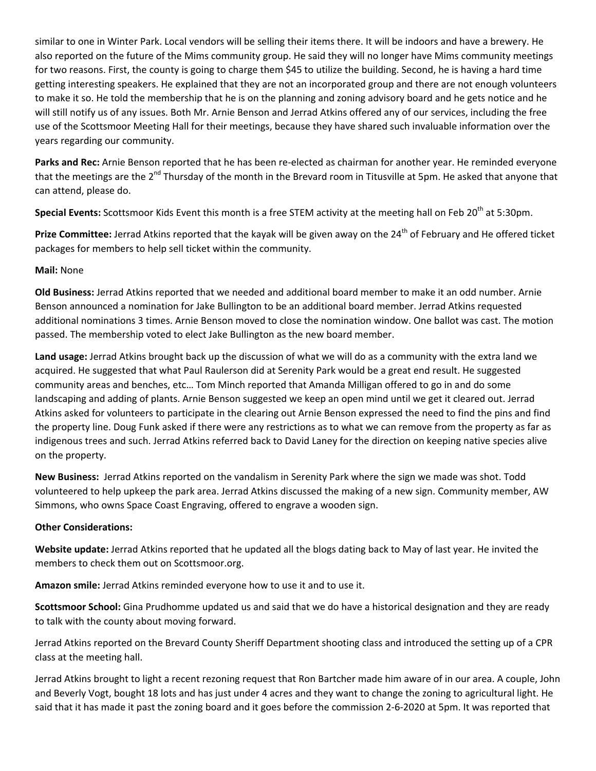similar to one in Winter Park. Local vendors will be selling their items there. It will be indoors and have a brewery. He also reported on the future of the Mims community group. He said they will no longer have Mims community meetings for two reasons. First, the county is going to charge them $45 to utilize the building. Second, he is having a hard time getting interesting speakers. He explained that they are not an incorporated group and there are not enough volunteers to make it so. He told the membership that he is on the planning and zoning advisory board and he gets notice and he will still notify us of any issues. Both Mr. Arnie Benson and Jerrad Atkins offered any of our services, including the free use of the Scottsmoor Meeting Hall for their meetings, because they have shared such invaluable information over the years regarding our community.

**Parks and Rec:** Arnie Benson reported that he has been re-elected as chairman for another year. He reminded everyone that the meetings are the 2nd Thursday of the month in the Brevard room in Titusville at 5pm. He asked that anyone that can attend, please do.

**Special Events:** Scottsmoor Kids Event this month is a free STEM activity at the meeting hall on Feb 20th at 5:30pm.

**Prize Committee:** Jerrad Atkins reported that the kayak will be given away on the 24th of February and He offered ticket packages for members to help sell ticket within the community.

**Mail:** None

**Old Business:** Jerrad Atkins reported that we needed and additional board member to make it an odd number. Arnie Benson announced a nomination for Jake Bullington to be an additional board member. Jerrad Atkins requested additional nominations 3 times. Arnie Benson moved to close the nomination window. One ballot was cast. The motion passed. The membership voted to elect Jake Bullington as the new board member.

**Land usage:** Jerrad Atkins brought back up the discussion of what we will do as a community with the extra land we acquired. He suggested that what Paul Raulerson did at Serenity Park would be a great end result. He suggested community areas and benches, etc… Tom Minch reported that Amanda Milligan offered to go in and do some landscaping and adding of plants. Arnie Benson suggested we keep an open mind until we get it cleared out. Jerrad Atkins asked for volunteers to participate in the clearing out Arnie Benson expressed the need to find the pins and find the property line. Doug Funk asked if there were any restrictions as to what we can remove from the property as far as indigenous trees and such. Jerrad Atkins referred back to David Laney for the direction on keeping native species alive on the property.

**New Business:** Jerrad Atkins reported on the vandalism in Serenity Park where the sign we made was shot. Todd volunteered to help upkeep the park area. Jerrad Atkins discussed the making of a new sign. Community member, AW Simmons, who owns Space Coast Engraving, offered to engrave a wooden sign.

**Other Considerations:**

**Website update:** Jerrad Atkins reported that he updated all the blogs dating back to May of last year. He invited the members to check them out on Scottsmoor.org.

**Amazon smile:** Jerrad Atkins reminded everyone how to use it and to use it.

**Scottsmoor School:** Gina Prudhomme updated us and said that we do have a historical designation and they are ready to talk with the county about moving forward.

Jerrad Atkins reported on the Brevard County Sheriff Department shooting class and introduced the setting up of a CPR class at the meeting hall.

Jerrad Atkins brought to light a recent rezoning request that Ron Bartcher made him aware of in our area. A couple, John and Beverly Vogt, bought 18 lots and has just under 4 acres and they want to change the zoning to agricultural light. He said that it has made it past the zoning board and it goes before the commission 2-6-2020 at 5pm. It was reported that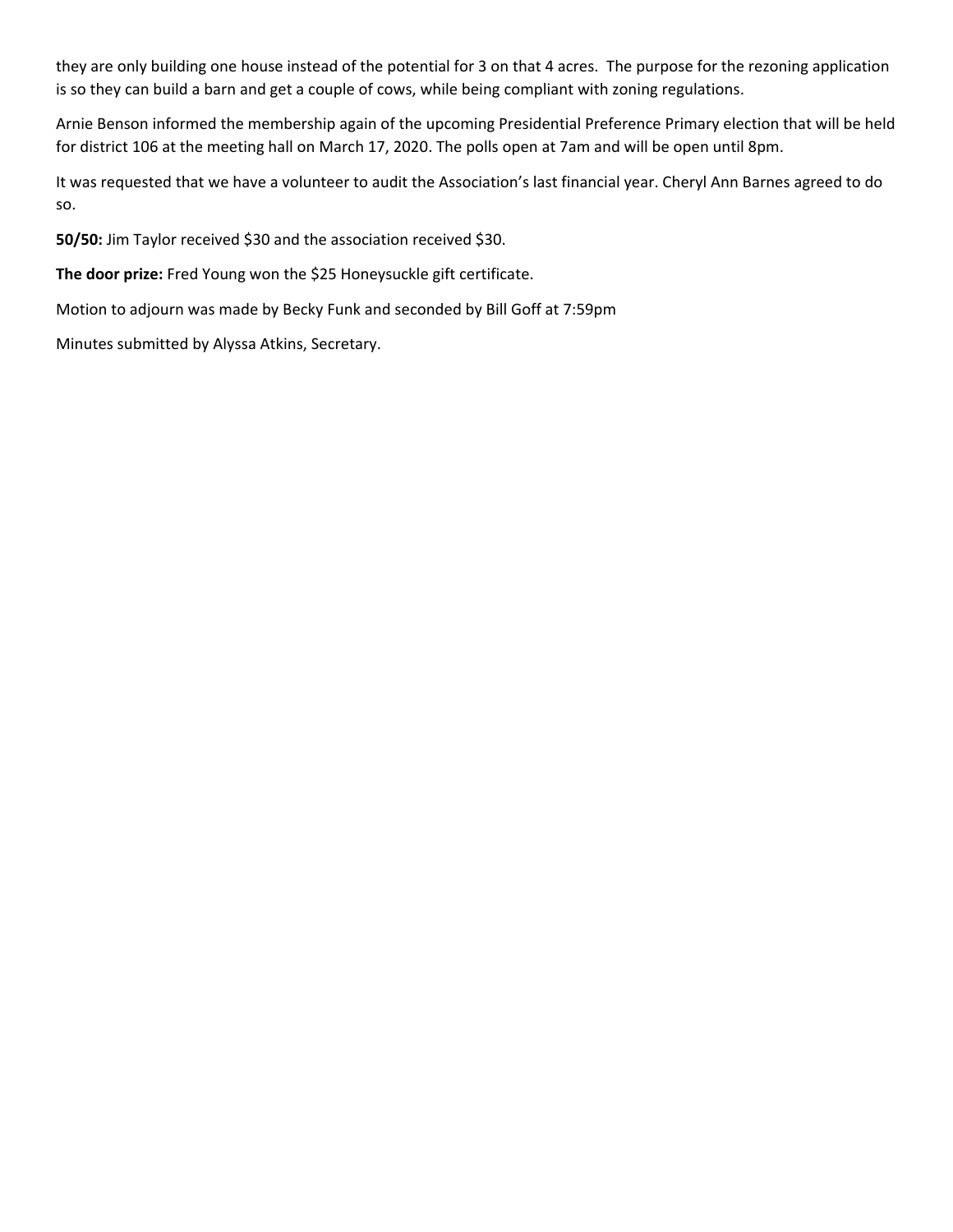they are only building one house instead of the potential for 3 on that 4 acres. The purpose for the rezoning application is so they can build a barn and get a couple of cows, while being compliant with zoning regulations.

Arnie Benson informed the membership again of the upcoming Presidential Preference Primary election that will be held for district 106 at the meeting hall on March 17, 2020. The polls open at 7am and will be open until 8pm.

It was requested that we have a volunteer to audit the Association's last financial year. Cheryl Ann Barnes agreed to do so.

**50/50:** Jim Taylor received $30 and the association received $30.

**The door prize:** Fred Young won the $25 Honeysuckle gift certificate.

Motion to adjourn was made by Becky Funk and seconded by Bill Goff at 7:59pm

Minutes submitted by Alyssa Atkins, Secretary.